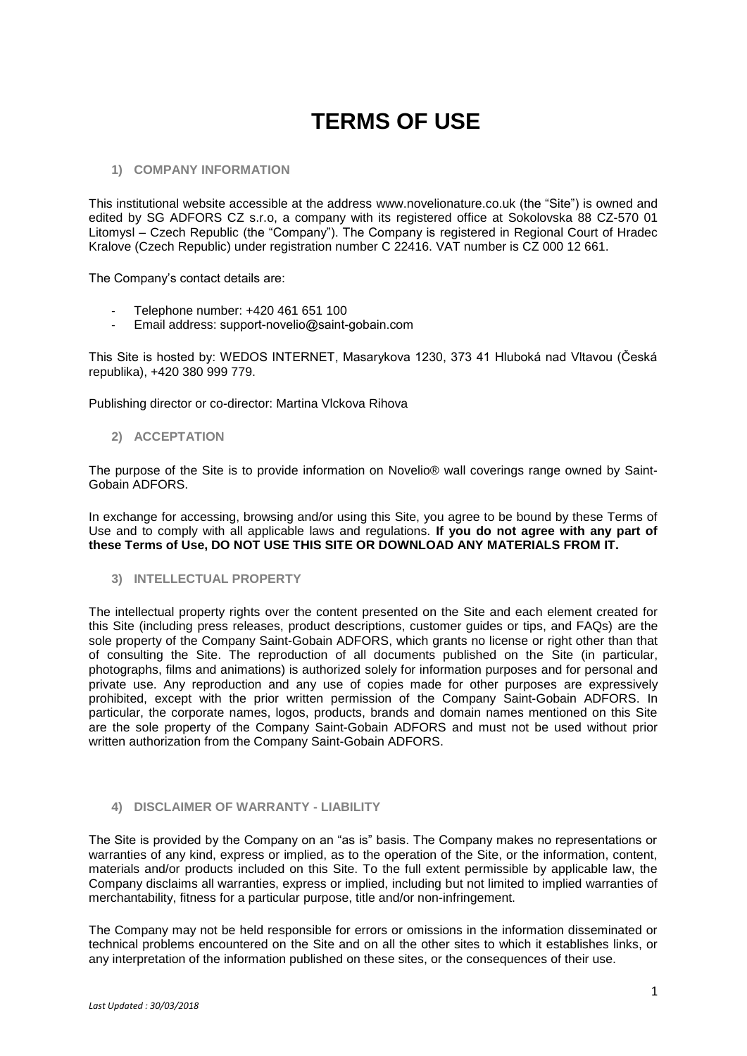# TERMS OF USE

## 1) COMPANY INFORMATION

This institutional website accessible at the address www.novelionature.co.uk (the "Site") is owned and edited by SG ADFORS CZ s.r.o, a company with its registered office at Sokolovska 88 CZ-570 01 Litomysl – Czech Republic (the "Company"). The Company is registered in Regional Court of Hradec Kralove (Czech Republic) under registration number C 22416. VAT number is CZ 000 12 661.

The Company's contact details are:

- Telephone number: +420 461 651 100
- Email address: support-novelio@saint-gobain.com

This Site is hosted by: WEDOS INTERNET, Masarykova 1230, 373 41 Hluboká nad Vltavou (Česká republika), +420 380 999 779.

Publishing director or co-director: Martina Vlckova Rihova

## 2) ACCEPTATION

The purpose of the Site is to provide information on Novelio® wall coverings range owned by Saint-Gobain ADFORS.

In exchange for accessing, browsing and/or using this Site, you agree to be bound by these Terms of Use and to comply with all applicable laws and regulations. **If you do not agree with any part of these Terms of Use, DO NOT USE THIS SITE OR DOWNLOAD ANY MATERIALS FROM IT.**

## 3) INTELLECTUAL PROPERTY

The intellectual property rights over the content presented on the Site and each element created for this Site (including press releases, product descriptions, customer guides or tips, and FAQs) are the sole property of the Company Saint-Gobain ADFORS, which grants no license or right other than that of consulting the Site. The reproduction of all documents published on the Site (in particular, photographs, films and animations) is authorized solely for information purposes and for personal and private use. Any reproduction and any use of copies made for other purposes are expressively prohibited, except with the prior written permission of the Company Saint-Gobain ADFORS. In particular, the corporate names, logos, products, brands and domain names mentioned on this Site are the sole property of the Company Saint-Gobain ADFORS and must not be used without prior written authorization from the Company Saint-Gobain ADFORS.

## 4) DISCLAIMER OF WARRANTY - LIABILITY

The Site is provided by the Company on an "as is" basis. The Company makes no representations or warranties of any kind, express or implied, as to the operation of the Site, or the information, content, materials and/or products included on this Site. To the full extent permissible by applicable law, the Company disclaims all warranties, express or implied, including but not limited to implied warranties of merchantability, fitness for a particular purpose, title and/or non-infringement.

The Company may not be held responsible for errors or omissions in the information disseminated or technical problems encountered on the Site and on all the other sites to which it establishes links, or any interpretation of the information published on these sites, or the consequences of their use.

*Last Updated : 30/03/2018*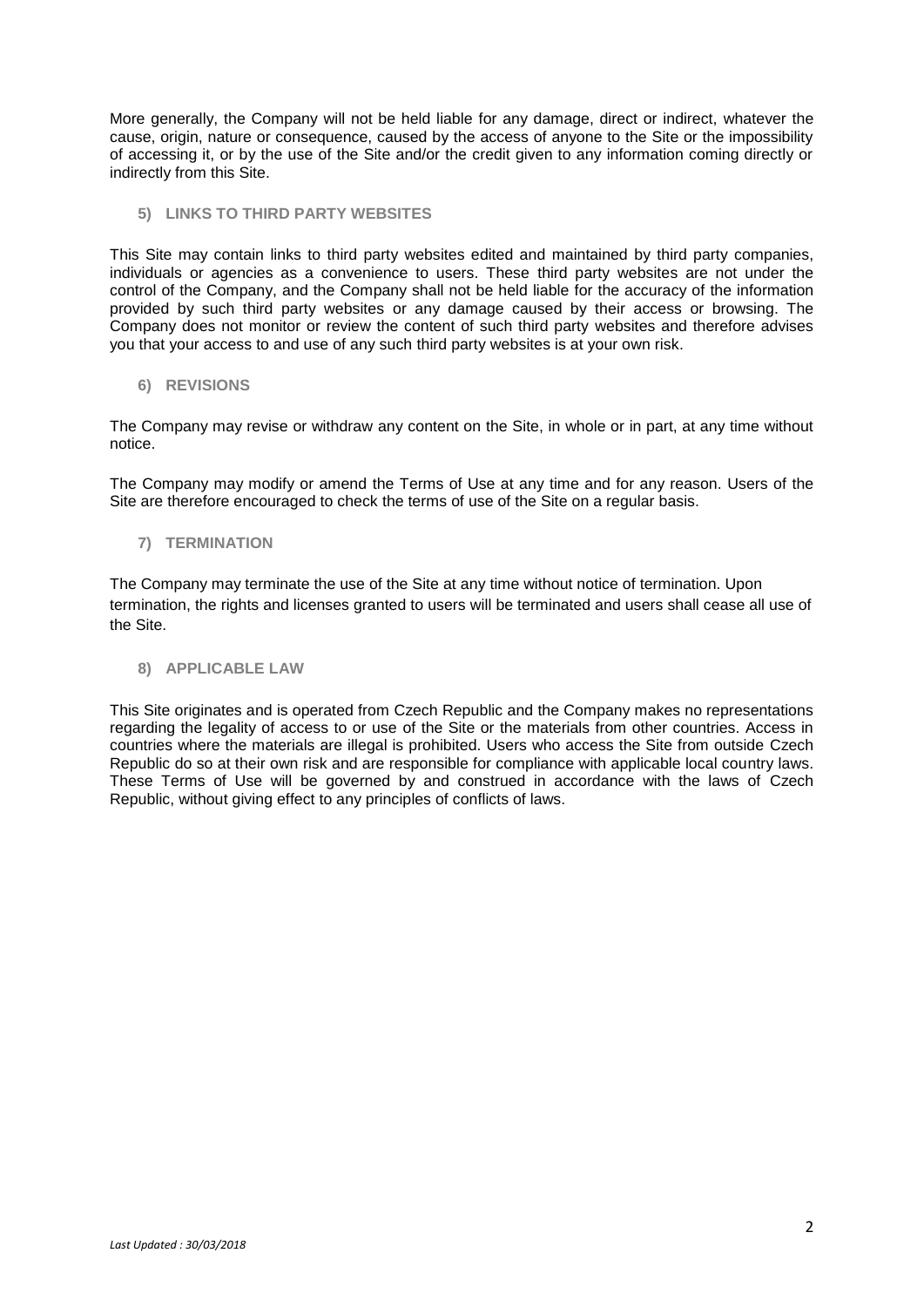More generally, the Company will not be held liable for any damage, direct or indirect, whatever the cause, origin, nature or consequence, caused by the access of anyone to the Site or the impossibility of accessing it, or by the use of the Site and/or the credit given to any information coming directly or indirectly from this Site.

## 5) LINKS TO THIRD PARTY WEBSITES

This Site may contain links to third party websites edited and maintained by third party companies, individuals or agencies as a convenience to users. These third party websites are not under the control of the Company, and the Company shall not be held liable for the accuracy of the information provided by such third party websites or any damage caused by their access or browsing. The Company does not monitor or review the content of such third party websites and therefore advises you that your access to and use of any such third party websites is at your own risk.

## 6) REVISIONS

The Company may revise or withdraw any content on the Site, in whole or in part, at any time without notice.

The Company may modify or amend the Terms of Use at any time and for any reason. Users of the Site are therefore encouraged to check the terms of use of the Site on a regular basis.

## 7) TERMINATION

The Company may terminate the use of the Site at any time without notice of termination. Upon termination, the rights and licenses granted to users will be terminated and users shall cease all use of the Site.

## 8) APPLICABLE LAW

This Site originates and is operated from Czech Republic and the Company makes no representations regarding the legality of access to or use of the Site or the materials from other countries. Access in countries where the materials are illegal is prohibited. Users who access the Site from outside Czech Republic do so at their own risk and are responsible for compliance with applicable local country laws. These Terms of Use will be governed by and construed in accordance with the laws of Czech Republic, without giving effect to any principles of conflicts of laws.

*Last Updated : 30/03/2018*